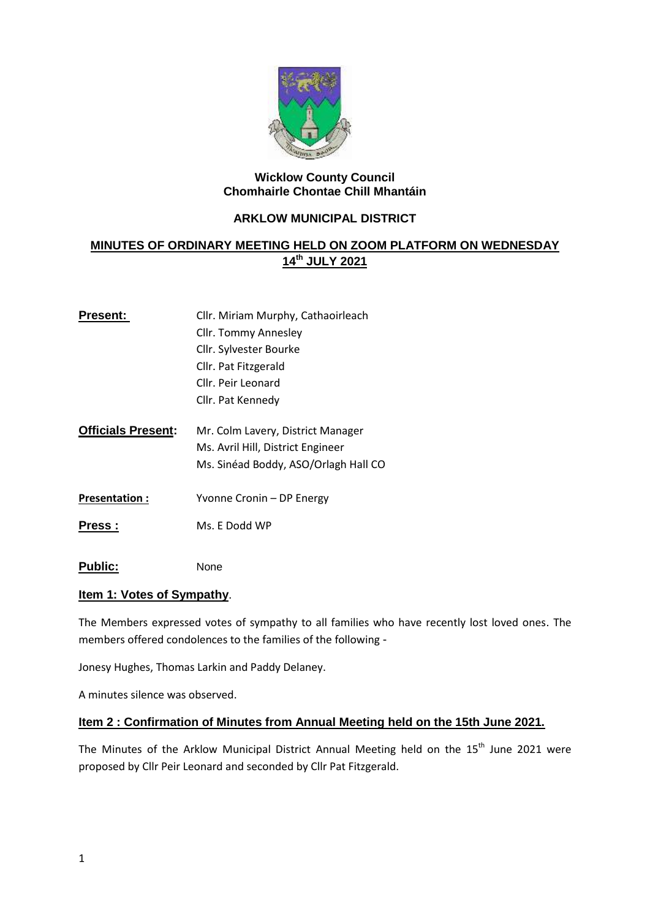**Wicklow County Council**
**Chomhairle Chontae Chill Mhantáin**

## ARKLOW MUNICIPAL DISTRICT

## MINUTES OF ORDINARY MEETING HELD ON ZOOM PLATFORM ON WEDNESDAY 14th JULY 2021

**Present:** Cllr. Miriam Murphy, Cathaoirleach
Cllr. Tommy Annesley
Cllr. Sylvester Bourke
Cllr. Pat Fitzgerald
Cllr. Peir Leonard
Cllr. Pat Kennedy

**Officials Present:** Mr. Colm Lavery, District Manager
Ms. Avril Hill, District Engineer
Ms. Sinéad Boddy, ASO/Orlagh Hall CO

**Presentation :** Yvonne Cronin – DP Energy

**Press :** Ms. E Dodd WP

**Public:** None

### Item 1: Votes of Sympathy.

The Members expressed votes of sympathy to all families who have recently lost loved ones. The members offered condolences to the families of the following -

Jonesy Hughes, Thomas Larkin and Paddy Delaney.

A minutes silence was observed.

### Item 2 : Confirmation of Minutes from Annual Meeting held on the 15th June 2021.

The Minutes of the Arklow Municipal District Annual Meeting held on the 15th June 2021 were proposed by Cllr Peir Leonard and seconded by Cllr Pat Fitzgerald.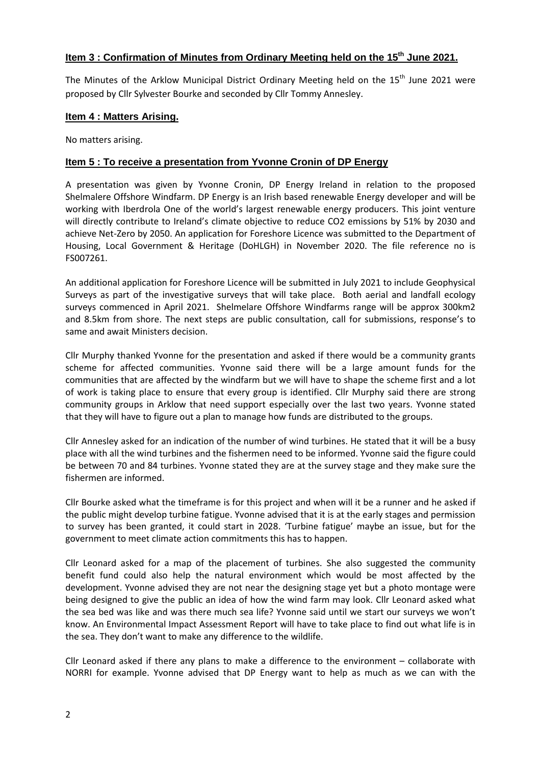## Item 3 : Confirmation of Minutes from Ordinary Meeting held on the 15th June 2021.

The Minutes of the Arklow Municipal District Ordinary Meeting held on the 15th June 2021 were proposed by Cllr Sylvester Bourke and seconded by Cllr Tommy Annesley.

## Item 4 : Matters Arising.

No matters arising.

## Item 5 : To receive a presentation from Yvonne Cronin of DP Energy

A presentation was given by Yvonne Cronin, DP Energy Ireland in relation to the proposed Shelmalere Offshore Windfarm. DP Energy is an Irish based renewable Energy developer and will be working with Iberdrola One of the world's largest renewable energy producers. This joint venture will directly contribute to Ireland's climate objective to reduce $CO_2$ emissions by 51% by 2030 and achieve Net-Zero by 2050. An application for Foreshore Licence was submitted to the Department of Housing, Local Government & Heritage (DoHLGH) in November 2020. The file reference no is FS007261.

An additional application for Foreshore Licence will be submitted in July 2021 to include Geophysical Surveys as part of the investigative surveys that will take place. Both aerial and landfall ecology surveys commenced in April 2021. Shelmelare Offshore Windfarms range will be approx 300km2 and 8.5km from shore. The next steps are public consultation, call for submissions, response's to same and await Ministers decision.

Cllr Murphy thanked Yvonne for the presentation and asked if there would be a community grants scheme for affected communities. Yvonne said there will be a large amount funds for the communities that are affected by the windfarm but we will have to shape the scheme first and a lot of work is taking place to ensure that every group is identified. Cllr Murphy said there are strong community groups in Arklow that need support especially over the last two years. Yvonne stated that they will have to figure out a plan to manage how funds are distributed to the groups.

Cllr Annesley asked for an indication of the number of wind turbines. He stated that it will be a busy place with all the wind turbines and the fishermen need to be informed. Yvonne said the figure could be between 70 and 84 turbines. Yvonne stated they are at the survey stage and they make sure the fishermen are informed.

Cllr Bourke asked what the timeframe is for this project and when will it be a runner and he asked if the public might develop turbine fatigue. Yvonne advised that it is at the early stages and permission to survey has been granted, it could start in 2028. 'Turbine fatigue' maybe an issue, but for the government to meet climate action commitments this has to happen.

Cllr Leonard asked for a map of the placement of turbines. She also suggested the community benefit fund could also help the natural environment which would be most affected by the development. Yvonne advised they are not near the designing stage yet but a photo montage were being designed to give the public an idea of how the wind farm may look. Cllr Leonard asked what the sea bed was like and was there much sea life? Yvonne said until we start our surveys we won't know. An Environmental Impact Assessment Report will have to take place to find out what life is in the sea. They don't want to make any difference to the wildlife.

Cllr Leonard asked if there any plans to make a difference to the environment – collaborate with NORRI for example. Yvonne advised that DP Energy want to help as much as we can with the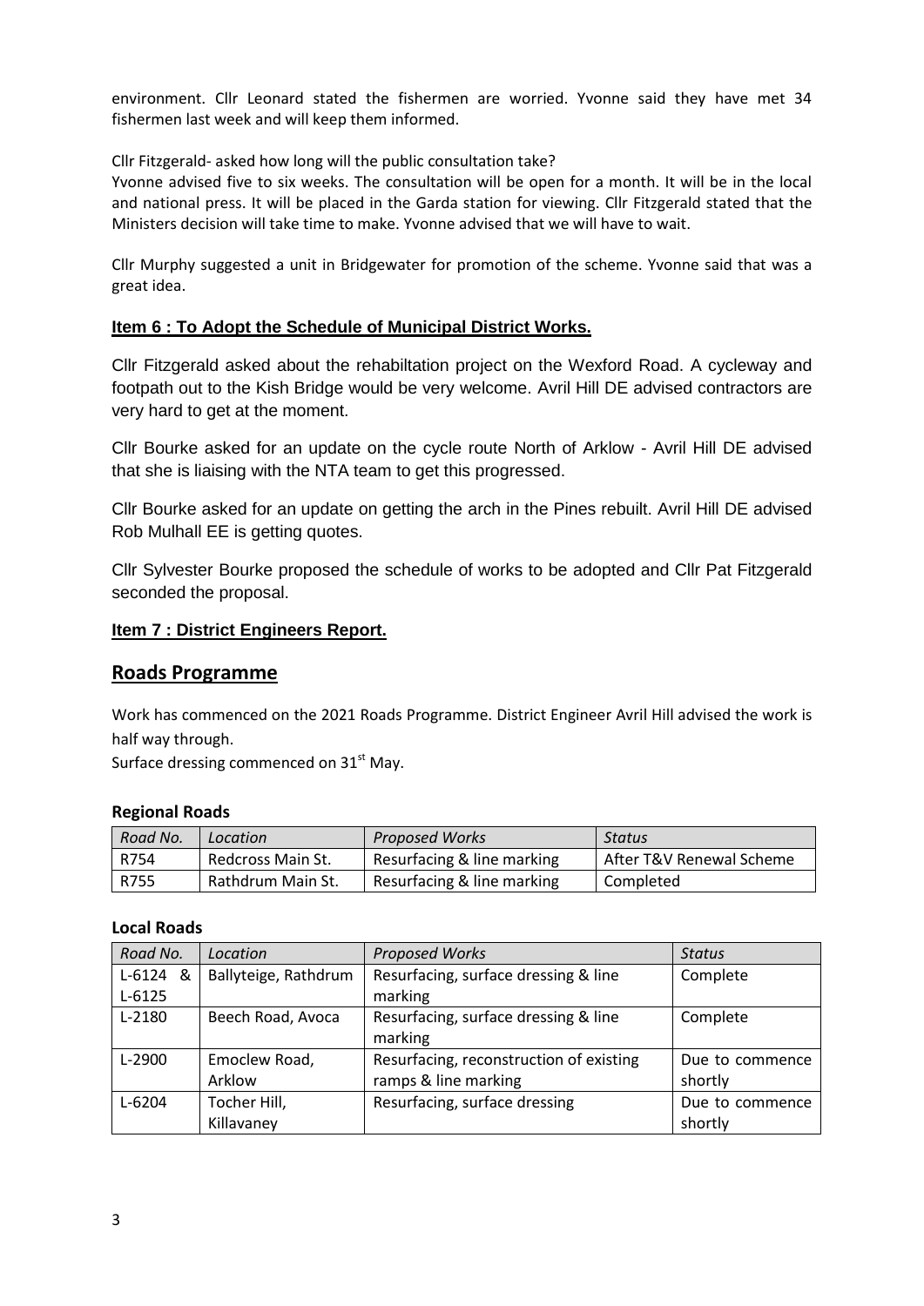environment. Cllr Leonard stated the fishermen are worried. Yvonne said they have met 34 fishermen last week and will keep them informed.

Cllr Fitzgerald- asked how long will the public consultation take?
Yvonne advised five to six weeks. The consultation will be open for a month. It will be in the local and national press. It will be placed in the Garda station for viewing. Cllr Fitzgerald stated that the Ministers decision will take time to make. Yvonne advised that we will have to wait.

Cllr Murphy suggested a unit in Bridgewater for promotion of the scheme. Yvonne said that was a great idea.

**Item 6 : To Adopt the Schedule of Municipal District Works.**

Cllr Fitzgerald asked about the rehabiltation project on the Wexford Road. A cycleway and footpath out to the Kish Bridge would be very welcome. Avril Hill DE advised contractors are very hard to get at the moment.

Cllr Bourke asked for an update on the cycle route North of Arklow - Avril Hill DE advised that she is liaising with the NTA team to get this progressed.

Cllr Bourke asked for an update on getting the arch in the Pines rebuilt. Avril Hill DE advised Rob Mulhall EE is getting quotes.

Cllr Sylvester Bourke proposed the schedule of works to be adopted and Cllr Pat Fitzgerald seconded the proposal.

**Item 7 : District Engineers Report.**

## Roads Programme

Work has commenced on the 2021 Roads Programme. District Engineer Avril Hill advised the work is half way through.
Surface dressing commenced on 31st May.

**Regional Roads**

| *Road No.* | *Location* | *Proposed Works* | *Status* |
|---|---|---|---|
| R754 | Redcross Main St. | Resurfacing & line marking | After T&V Renewal Scheme |
| R755 | Rathdrum Main St. | Resurfacing & line marking | Completed |

**Local Roads**

| *Road No.* | *Location* | *Proposed Works* | *Status* |
|---|---|---|---|
| L-6124 & L-6125 | Ballyteige, Rathdrum | Resurfacing, surface dressing & line marking | Complete |
| L-2180 | Beech Road, Avoca | Resurfacing, surface dressing & line marking | Complete |
| L-2900 | Emoclew Road, Arklow | Resurfacing, reconstruction of existing ramps & line marking | Due to commence shortly |
| L-6204 | Tocher Hill, Killavaney | Resurfacing, surface dressing | Due to commence shortly |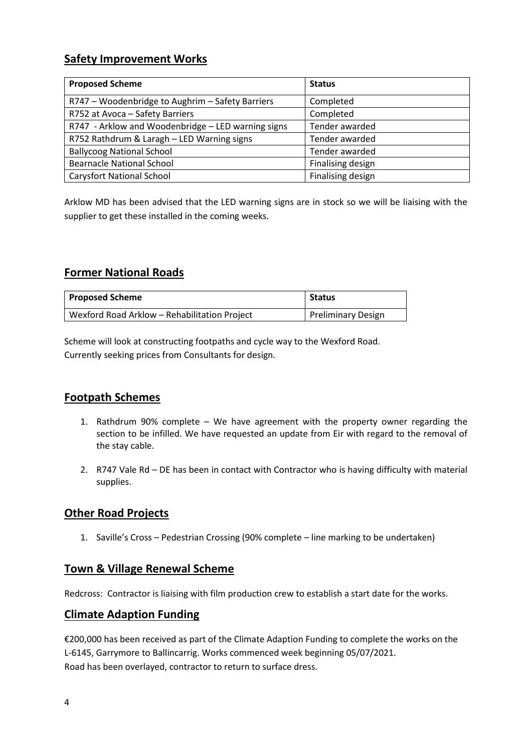## Safety Improvement Works

| Proposed Scheme | Status |
| --- | --- |
| R747 – Woodenbridge to Aughrim – Safety Barriers | Completed |
| R752 at Avoca – Safety Barriers | Completed |
| R747 - Arklow and Woodenbridge – LED warning signs | Tender awarded |
| R752 Rathdrum & Laragh – LED Warning signs | Tender awarded |
| Ballycoog National School | Tender awarded |
| Bearnacle National School | Finalising design |
| Carysfort National School | Finalising design |

Arklow MD has been advised that the LED warning signs are in stock so we will be liaising with the supplier to get these installed in the coming weeks.

## Former National Roads

| Proposed Scheme | Status |
| --- | --- |
| Wexford Road Arklow – Rehabilitation Project | Preliminary Design |

Scheme will look at constructing footpaths and cycle way to the Wexford Road.
Currently seeking prices from Consultants for design.

## Footpath Schemes

1. Rathdrum 90% complete – We have agreement with the property owner regarding the section to be infilled. We have requested an update from Eir with regard to the removal of the stay cable.

2. R747 Vale Rd – DE has been in contact with Contractor who is having difficulty with material supplies.

## Other Road Projects

1. Saville's Cross – Pedestrian Crossing (90% complete – line marking to be undertaken)

## Town & Village Renewal Scheme

Redcross: Contractor is liaising with film production crew to establish a start date for the works.

## Climate Adaption Funding

€200,000 has been received as part of the Climate Adaption Funding to complete the works on the L-6145, Garrymore to Ballincarrig. Works commenced week beginning 05/07/2021.
Road has been overlayed, contractor to return to surface dress.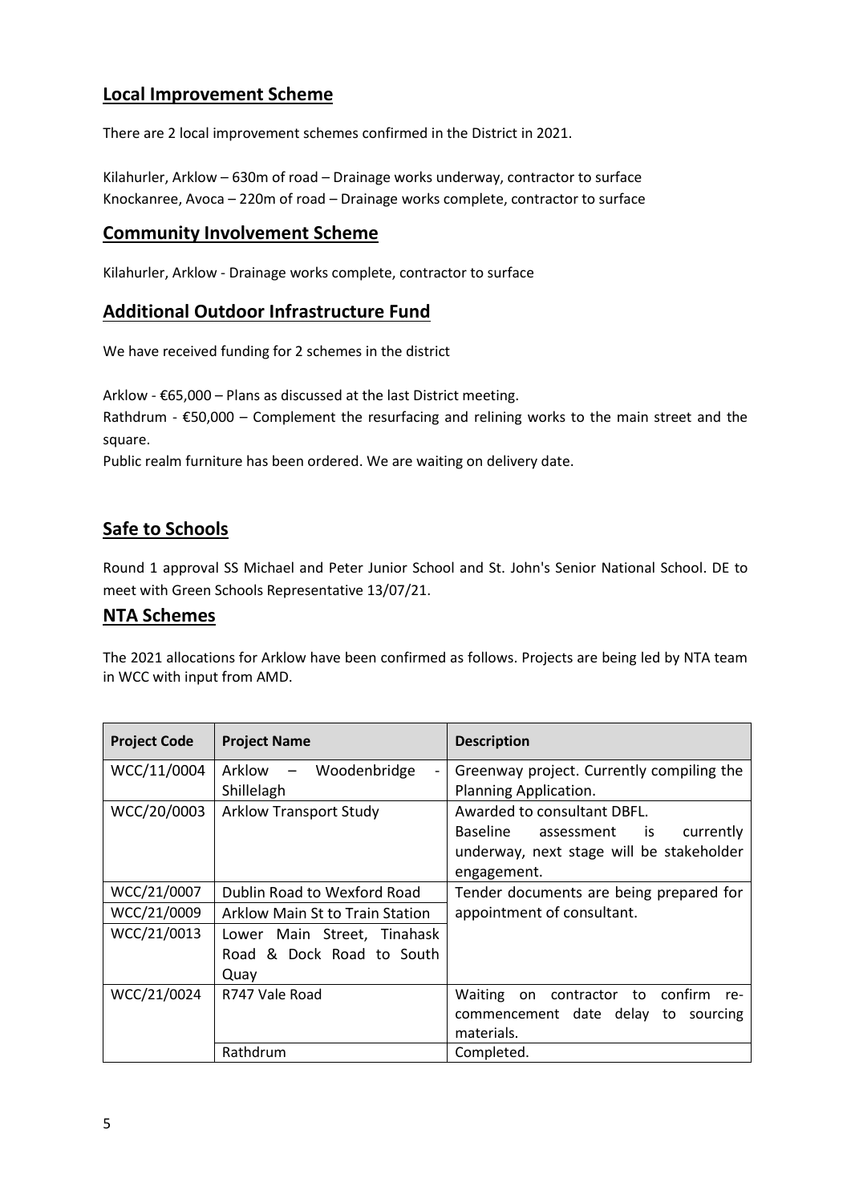## Local Improvement Scheme

There are 2 local improvement schemes confirmed in the District in 2021.

Kilahurler, Arklow – 630m of road – Drainage works underway, contractor to surface
Knockanree, Avoca – 220m of road – Drainage works complete, contractor to surface

## Community Involvement Scheme

Kilahurler, Arklow - Drainage works complete, contractor to surface

## Additional Outdoor Infrastructure Fund

We have received funding for 2 schemes in the district

Arklow - €65,000 – Plans as discussed at the last District meeting.
Rathdrum - €50,000 – Complement the resurfacing and relining works to the main street and the square.
Public realm furniture has been ordered. We are waiting on delivery date.

## Safe to Schools

Round 1 approval SS Michael and Peter Junior School and St. John's Senior National School. DE to meet with Green Schools Representative 13/07/21.

## NTA Schemes

The 2021 allocations for Arklow have been confirmed as follows. Projects are being led by NTA team in WCC with input from AMD.

| Project Code | Project Name | Description |
|---|---|---|
| WCC/11/0004 | Arklow – Woodenbridge - Shillelagh | Greenway project. Currently compiling the Planning Application. |
| WCC/20/0003 | Arklow Transport Study | Awarded to consultant DBFL. Baseline assessment is currently underway, next stage will be stakeholder engagement. |
| WCC/21/0007 | Dublin Road to Wexford Road | Tender documents are being prepared for appointment of consultant. |
| WCC/21/0009 | Arklow Main St to Train Station | |
| WCC/21/0013 | Lower Main Street, Tinahask Road & Dock Road to South Quay | |
| WCC/21/0024 | R747 Vale Road | Waiting on contractor to confirm re-commencement date delay to sourcing materials. |
| | Rathdrum | Completed. |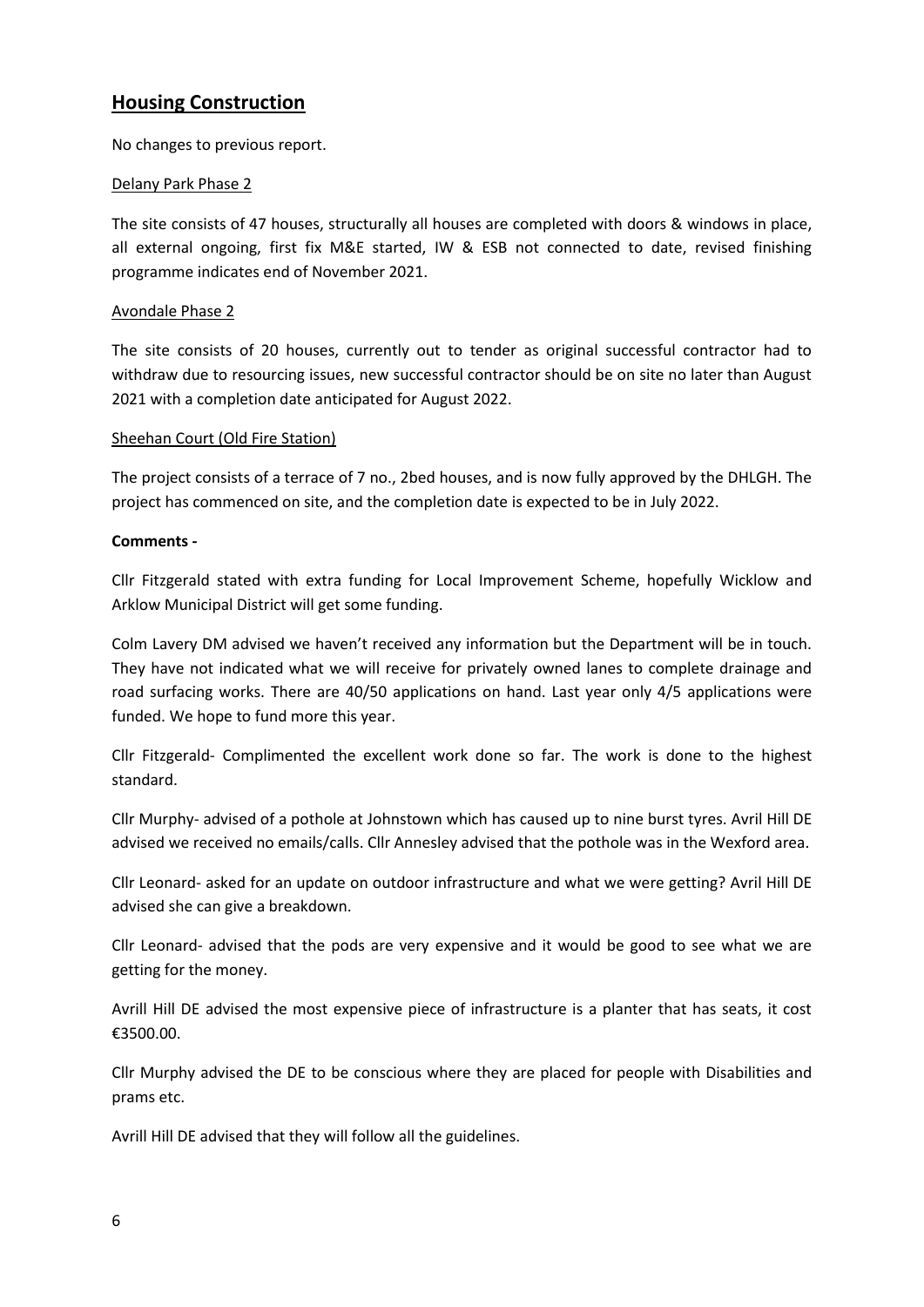## Housing Construction

No changes to previous report.

Delany Park Phase 2

The site consists of 47 houses, structurally all houses are completed with doors & windows in place, all external ongoing, first fix M&E started, IW & ESB not connected to date, revised finishing programme indicates end of November 2021.

Avondale Phase 2

The site consists of 20 houses, currently out to tender as original successful contractor had to withdraw due to resourcing issues, new successful contractor should be on site no later than August 2021 with a completion date anticipated for August 2022.

Sheehan Court (Old Fire Station)

The project consists of a terrace of 7 no., 2bed houses, and is now fully approved by the DHLGH. The project has commenced on site, and the completion date is expected to be in July 2022.

**Comments -**

Cllr Fitzgerald stated with extra funding for Local Improvement Scheme, hopefully Wicklow and Arklow Municipal District will get some funding.

Colm Lavery DM advised we haven't received any information but the Department will be in touch. They have not indicated what we will receive for privately owned lanes to complete drainage and road surfacing works. There are 40/50 applications on hand. Last year only 4/5 applications were funded. We hope to fund more this year.

Cllr Fitzgerald- Complimented the excellent work done so far. The work is done to the highest standard.

Cllr Murphy- advised of a pothole at Johnstown which has caused up to nine burst tyres. Avril Hill DE advised we received no emails/calls. Cllr Annesley advised that the pothole was in the Wexford area.

Cllr Leonard- asked for an update on outdoor infrastructure and what we were getting? Avril Hill DE advised she can give a breakdown.

Cllr Leonard- advised that the pods are very expensive and it would be good to see what we are getting for the money.

Avrill Hill DE advised the most expensive piece of infrastructure is a planter that has seats, it cost €3500.00.

Cllr Murphy advised the DE to be conscious where they are placed for people with Disabilities and prams etc.

Avrill Hill DE advised that they will follow all the guidelines.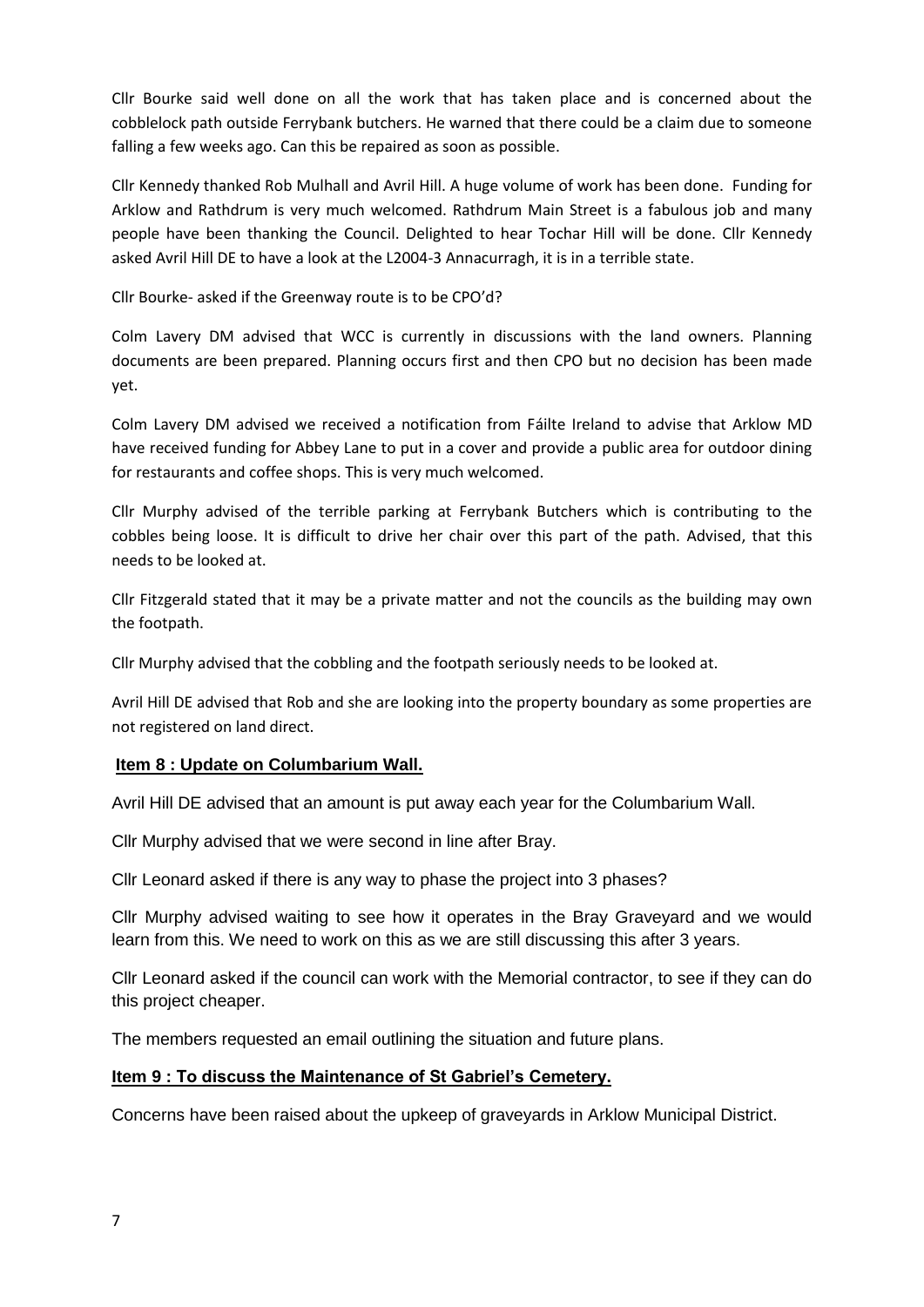Cllr Bourke said well done on all the work that has taken place and is concerned about the cobblelock path outside Ferrybank butchers. He warned that there could be a claim due to someone falling a few weeks ago. Can this be repaired as soon as possible.

Cllr Kennedy thanked Rob Mulhall and Avril Hill. A huge volume of work has been done. Funding for Arklow and Rathdrum is very much welcomed. Rathdrum Main Street is a fabulous job and many people have been thanking the Council. Delighted to hear Tochar Hill will be done. Cllr Kennedy asked Avril Hill DE to have a look at the L2004-3 Annacurragh, it is in a terrible state.

Cllr Bourke- asked if the Greenway route is to be CPO'd?

Colm Lavery DM advised that WCC is currently in discussions with the land owners. Planning documents are been prepared. Planning occurs first and then CPO but no decision has been made yet.

Colm Lavery DM advised we received a notification from Fáilte Ireland to advise that Arklow MD have received funding for Abbey Lane to put in a cover and provide a public area for outdoor dining for restaurants and coffee shops. This is very much welcomed.

Cllr Murphy advised of the terrible parking at Ferrybank Butchers which is contributing to the cobbles being loose. It is difficult to drive her chair over this part of the path. Advised, that this needs to be looked at.

Cllr Fitzgerald stated that it may be a private matter and not the councils as the building may own the footpath.

Cllr Murphy advised that the cobbling and the footpath seriously needs to be looked at.

Avril Hill DE advised that Rob and she are looking into the property boundary as some properties are not registered on land direct.

## Item 8 : Update on Columbarium Wall.

Avril Hill DE advised that an amount is put away each year for the Columbarium Wall.

Cllr Murphy advised that we were second in line after Bray.

Cllr Leonard asked if there is any way to phase the project into 3 phases?

Cllr Murphy advised waiting to see how it operates in the Bray Graveyard and we would learn from this. We need to work on this as we are still discussing this after 3 years.

Cllr Leonard asked if the council can work with the Memorial contractor, to see if they can do this project cheaper.

The members requested an email outlining the situation and future plans.

## Item 9 : To discuss the Maintenance of St Gabriel's Cemetery.

Concerns have been raised about the upkeep of graveyards in Arklow Municipal District.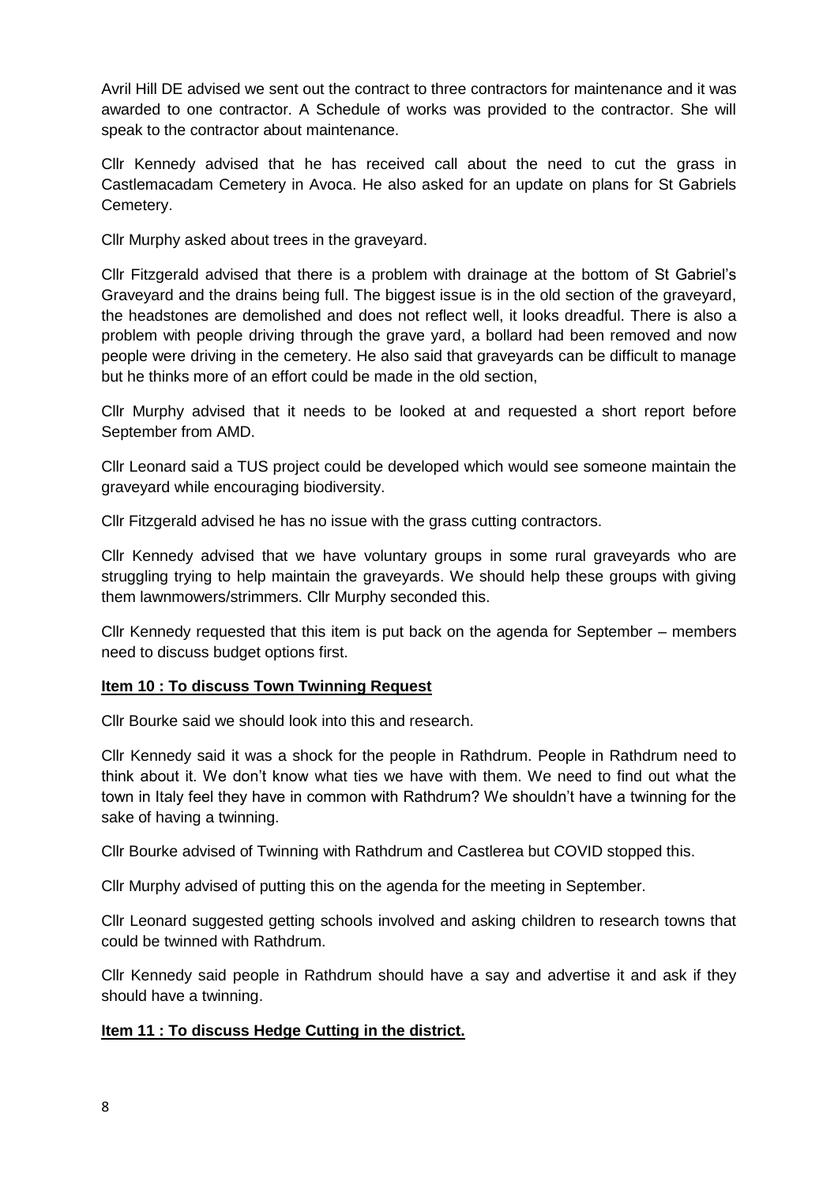Avril Hill DE advised we sent out the contract to three contractors for maintenance and it was awarded to one contractor. A Schedule of works was provided to the contractor. She will speak to the contractor about maintenance.

Cllr Kennedy advised that he has received call about the need to cut the grass in Castlemacadam Cemetery in Avoca. He also asked for an update on plans for St Gabriels Cemetery.

Cllr Murphy asked about trees in the graveyard.

Cllr Fitzgerald advised that there is a problem with drainage at the bottom of St Gabriel's Graveyard and the drains being full. The biggest issue is in the old section of the graveyard, the headstones are demolished and does not reflect well, it looks dreadful. There is also a problem with people driving through the grave yard, a bollard had been removed and now people were driving in the cemetery. He also said that graveyards can be difficult to manage but he thinks more of an effort could be made in the old section,

Cllr Murphy advised that it needs to be looked at and requested a short report before September from AMD.

Cllr Leonard said a TUS project could be developed which would see someone maintain the graveyard while encouraging biodiversity.

Cllr Fitzgerald advised he has no issue with the grass cutting contractors.

Cllr Kennedy advised that we have voluntary groups in some rural graveyards who are struggling trying to help maintain the graveyards. We should help these groups with giving them lawnmowers/strimmers. Cllr Murphy seconded this.

Cllr Kennedy requested that this item is put back on the agenda for September – members need to discuss budget options first.

**Item 10 : To discuss Town Twinning Request**

Cllr Bourke said we should look into this and research.

Cllr Kennedy said it was a shock for the people in Rathdrum. People in Rathdrum need to think about it. We don't know what ties we have with them. We need to find out what the town in Italy feel they have in common with Rathdrum? We shouldn't have a twinning for the sake of having a twinning.

Cllr Bourke advised of Twinning with Rathdrum and Castlerea but COVID stopped this.

Cllr Murphy advised of putting this on the agenda for the meeting in September.

Cllr Leonard suggested getting schools involved and asking children to research towns that could be twinned with Rathdrum.

Cllr Kennedy said people in Rathdrum should have a say and advertise it and ask if they should have a twinning.

**Item 11 : To discuss Hedge Cutting in the district.**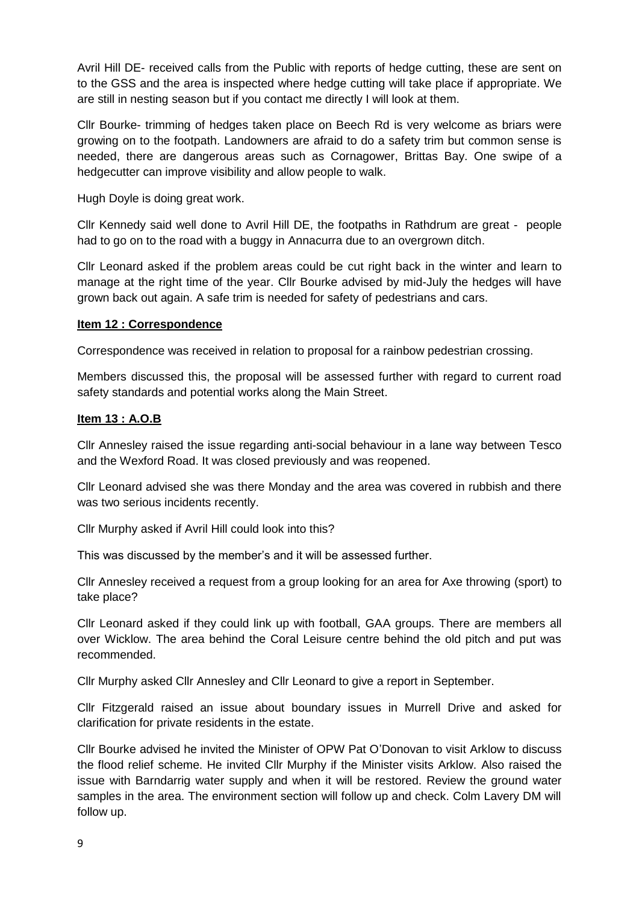Avril Hill DE- received calls from the Public with reports of hedge cutting, these are sent on to the GSS and the area is inspected where hedge cutting will take place if appropriate. We are still in nesting season but if you contact me directly I will look at them.

Cllr Bourke- trimming of hedges taken place on Beech Rd is very welcome as briars were growing on to the footpath. Landowners are afraid to do a safety trim but common sense is needed, there are dangerous areas such as Cornagower, Brittas Bay. One swipe of a hedgecutter can improve visibility and allow people to walk.

Hugh Doyle is doing great work.

Cllr Kennedy said well done to Avril Hill DE, the footpaths in Rathdrum are great - people had to go on to the road with a buggy in Annacurra due to an overgrown ditch.

Cllr Leonard asked if the problem areas could be cut right back in the winter and learn to manage at the right time of the year. Cllr Bourke advised by mid-July the hedges will have grown back out again. A safe trim is needed for safety of pedestrians and cars.

**Item 12 : Correspondence**

Correspondence was received in relation to proposal for a rainbow pedestrian crossing.

Members discussed this, the proposal will be assessed further with regard to current road safety standards and potential works along the Main Street.

**Item 13 : A.O.B**

Cllr Annesley raised the issue regarding anti-social behaviour in a lane way between Tesco and the Wexford Road. It was closed previously and was reopened.

Cllr Leonard advised she was there Monday and the area was covered in rubbish and there was two serious incidents recently.

Cllr Murphy asked if Avril Hill could look into this?

This was discussed by the member's and it will be assessed further.

Cllr Annesley received a request from a group looking for an area for Axe throwing (sport) to take place?

Cllr Leonard asked if they could link up with football, GAA groups. There are members all over Wicklow. The area behind the Coral Leisure centre behind the old pitch and put was recommended.

Cllr Murphy asked Cllr Annesley and Cllr Leonard to give a report in September.

Cllr Fitzgerald raised an issue about boundary issues in Murrell Drive and asked for clarification for private residents in the estate.

Cllr Bourke advised he invited the Minister of OPW Pat O'Donovan to visit Arklow to discuss the flood relief scheme. He invited Cllr Murphy if the Minister visits Arklow. Also raised the issue with Barndarrig water supply and when it will be restored. Review the ground water samples in the area. The environment section will follow up and check. Colm Lavery DM will follow up.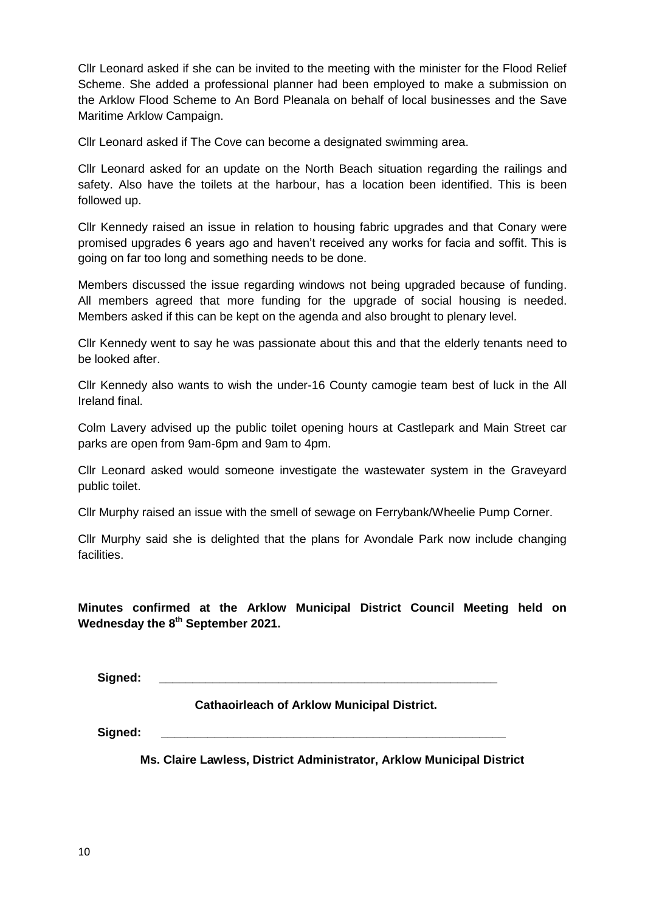Cllr Leonard asked if she can be invited to the meeting with the minister for the Flood Relief Scheme. She added a professional planner had been employed to make a submission on the Arklow Flood Scheme to An Bord Pleanala on behalf of local businesses and the Save Maritime Arklow Campaign.

Cllr Leonard asked if The Cove can become a designated swimming area.

Cllr Leonard asked for an update on the North Beach situation regarding the railings and safety. Also have the toilets at the harbour, has a location been identified. This is been followed up.

Cllr Kennedy raised an issue in relation to housing fabric upgrades and that Conary were promised upgrades 6 years ago and haven't received any works for facia and soffit. This is going on far too long and something needs to be done.

Members discussed the issue regarding windows not being upgraded because of funding. All members agreed that more funding for the upgrade of social housing is needed. Members asked if this can be kept on the agenda and also brought to plenary level.

Cllr Kennedy went to say he was passionate about this and that the elderly tenants need to be looked after.

Cllr Kennedy also wants to wish the under-16 County camogie team best of luck in the All Ireland final.

Colm Lavery advised up the public toilet opening hours at Castlepark and Main Street car parks are open from 9am-6pm and 9am to 4pm.

Cllr Leonard asked would someone investigate the wastewater system in the Graveyard public toilet.

Cllr Murphy raised an issue with the smell of sewage on Ferrybank/Wheelie Pump Corner.

Cllr Murphy said she is delighted that the plans for Avondale Park now include changing facilities.

**Minutes confirmed at the Arklow Municipal District Council Meeting held on Wednesday the 8th September 2021.**

**Signed:** ______________________________________________

**Cathaoirleach of Arklow Municipal District.**

**Signed:** ______________________________________________

**Ms. Claire Lawless, District Administrator, Arklow Municipal District**